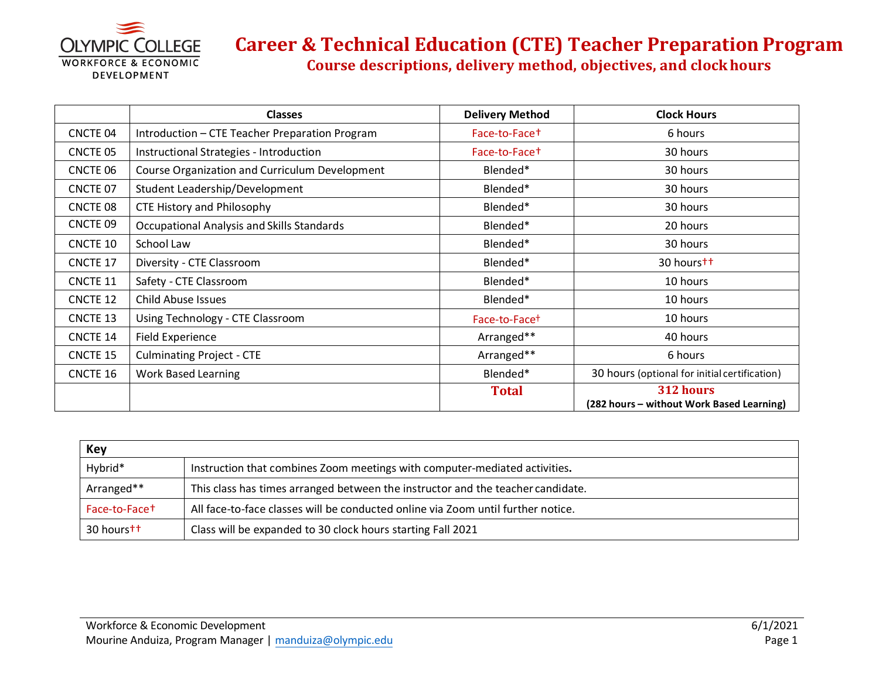OLYMPIC COLLEGE
WORKFORCE & ECONOMIC DEVELOPMENT

# Career & Technical Education (CTE) Teacher Preparation Program

## Course descriptions, delivery method, objectives, and clock hours

| | Classes | Delivery Method | Clock Hours |
|---|---|---|---|
| CNCTE 04 | Introduction – CTE Teacher Preparation Program | Face-to-Face† | 6 hours |
| CNCTE 05 | Instructional Strategies - Introduction | Face-to-Face† | 30 hours |
| CNCTE 06 | Course Organization and Curriculum Development | Blended* | 30 hours |
| CNCTE 07 | Student Leadership/Development | Blended* | 30 hours |
| CNCTE 08 | CTE History and Philosophy | Blended* | 30 hours |
| CNCTE 09 | Occupational Analysis and Skills Standards | Blended* | 20 hours |
| CNCTE 10 | School Law | Blended* | 30 hours |
| CNCTE 17 | Diversity - CTE Classroom | Blended* | 30 hours†† |
| CNCTE 11 | Safety - CTE Classroom | Blended* | 10 hours |
| CNCTE 12 | Child Abuse Issues | Blended* | 10 hours |
| CNCTE 13 | Using Technology - CTE Classroom | Face-to-Face† | 10 hours |
| CNCTE 14 | Field Experience | Arranged** | 40 hours |
| CNCTE 15 | Culminating Project - CTE | Arranged** | 6 hours |
| CNCTE 16 | Work Based Learning | Blended* | 30 hours (optional for initial certification) |
| | | **Total** | **312 hours** (**282 hours – without Work Based Learning**) |

| Key | |
|---|---|
| Hybrid* | Instruction that combines Zoom meetings with computer-mediated activities. |
| Arranged** | This class has times arranged between the instructor and the teacher candidate. |
| Face-to-Face† | All face-to-face classes will be conducted online via Zoom until further notice. |
| 30 hours†† | Class will be expanded to 30 clock hours starting Fall 2021 |

Workforce & Economic Development
Mourine Anduiza, Program Manager | manduiza@olympic.edu

6/1/2021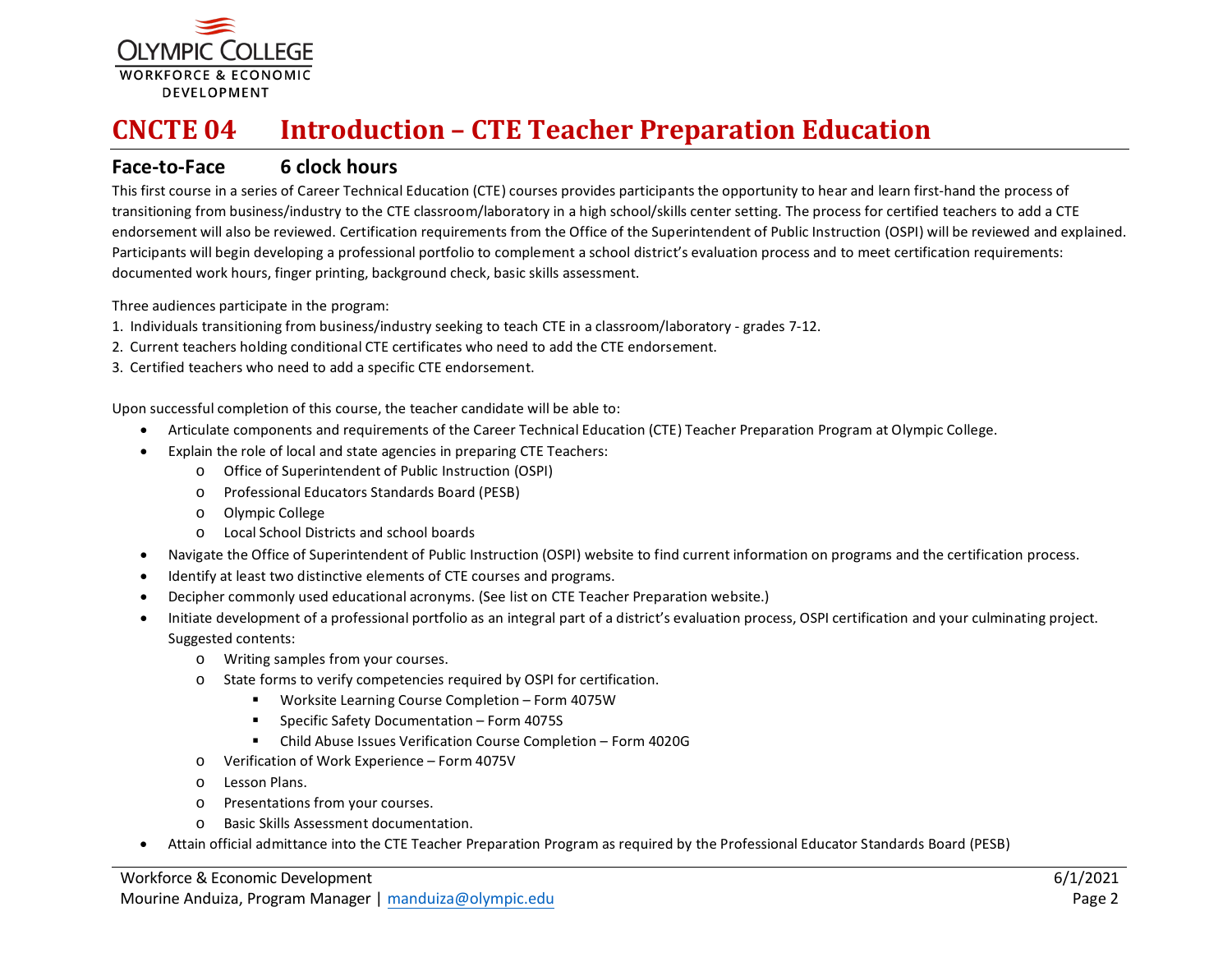# CNCTE 04 Introduction – CTE Teacher Preparation Education

## Face-to-Face 6 clock hours

This first course in a series of Career Technical Education (CTE) courses provides participants the opportunity to hear and learn first-hand the process of transitioning from business/industry to the CTE classroom/laboratory in a high school/skills center setting. The process for certified teachers to add a CTE endorsement will also be reviewed. Certification requirements from the Office of the Superintendent of Public Instruction (OSPI) will be reviewed and explained. Participants will begin developing a professional portfolio to complement a school district's evaluation process and to meet certification requirements: documented work hours, finger printing, background check, basic skills assessment.

Three audiences participate in the program:

1. Individuals transitioning from business/industry seeking to teach CTE in a classroom/laboratory - grades 7-12.
2. Current teachers holding conditional CTE certificates who need to add the CTE endorsement.
3. Certified teachers who need to add a specific CTE endorsement.

Upon successful completion of this course, the teacher candidate will be able to:

- Articulate components and requirements of the Career Technical Education (CTE) Teacher Preparation Program at Olympic College.
- Explain the role of local and state agencies in preparing CTE Teachers:
  - Office of Superintendent of Public Instruction (OSPI)
  - Professional Educators Standards Board (PESB)
  - Olympic College
  - Local School Districts and school boards
- Navigate the Office of Superintendent of Public Instruction (OSPI) website to find current information on programs and the certification process.
- Identify at least two distinctive elements of CTE courses and programs.
- Decipher commonly used educational acronyms. (See list on CTE Teacher Preparation website.)
- Initiate development of a professional portfolio as an integral part of a district's evaluation process, OSPI certification and your culminating project. Suggested contents:
  - Writing samples from your courses.
  - State forms to verify competencies required by OSPI for certification.
    - Worksite Learning Course Completion – Form 4075W
    - Specific Safety Documentation – Form 4075S
    - Child Abuse Issues Verification Course Completion – Form 4020G
  - Verification of Work Experience – Form 4075V
  - Lesson Plans.
  - Presentations from your courses.
  - Basic Skills Assessment documentation.
- Attain official admittance into the CTE Teacher Preparation Program as required by the Professional Educator Standards Board (PESB)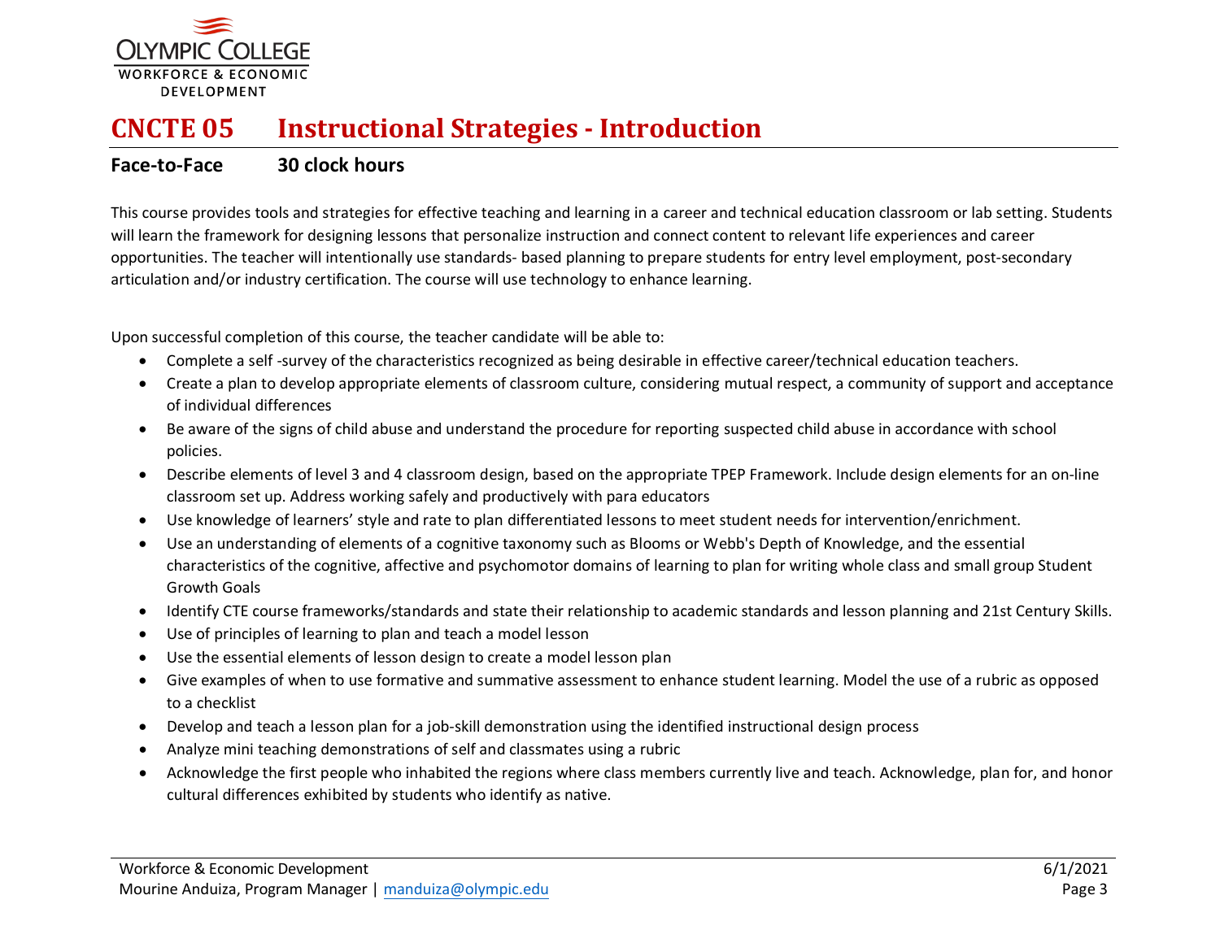# CNCTE 05 Instructional Strategies - Introduction

**Face-to-Face** **30 clock hours**

This course provides tools and strategies for effective teaching and learning in a career and technical education classroom or lab setting. Students will learn the framework for designing lessons that personalize instruction and connect content to relevant life experiences and career opportunities. The teacher will intentionally use standards- based planning to prepare students for entry level employment, post-secondary articulation and/or industry certification. The course will use technology to enhance learning.

Upon successful completion of this course, the teacher candidate will be able to:

- Complete a self -survey of the characteristics recognized as being desirable in effective career/technical education teachers.
- Create a plan to develop appropriate elements of classroom culture, considering mutual respect, a community of support and acceptance of individual differences
- Be aware of the signs of child abuse and understand the procedure for reporting suspected child abuse in accordance with school policies.
- Describe elements of level 3 and 4 classroom design, based on the appropriate TPEP Framework. Include design elements for an on-line classroom set up. Address working safely and productively with para educators
- Use knowledge of learners' style and rate to plan differentiated lessons to meet student needs for intervention/enrichment.
- Use an understanding of elements of a cognitive taxonomy such as Blooms or Webb's Depth of Knowledge, and the essential characteristics of the cognitive, affective and psychomotor domains of learning to plan for writing whole class and small group Student Growth Goals
- Identify CTE course frameworks/standards and state their relationship to academic standards and lesson planning and 21st Century Skills.
- Use of principles of learning to plan and teach a model lesson
- Use the essential elements of lesson design to create a model lesson plan
- Give examples of when to use formative and summative assessment to enhance student learning. Model the use of a rubric as opposed to a checklist
- Develop and teach a lesson plan for a job-skill demonstration using the identified instructional design process
- Analyze mini teaching demonstrations of self and classmates using a rubric
- Acknowledge the first people who inhabited the regions where class members currently live and teach. Acknowledge, plan for, and honor cultural differences exhibited by students who identify as native.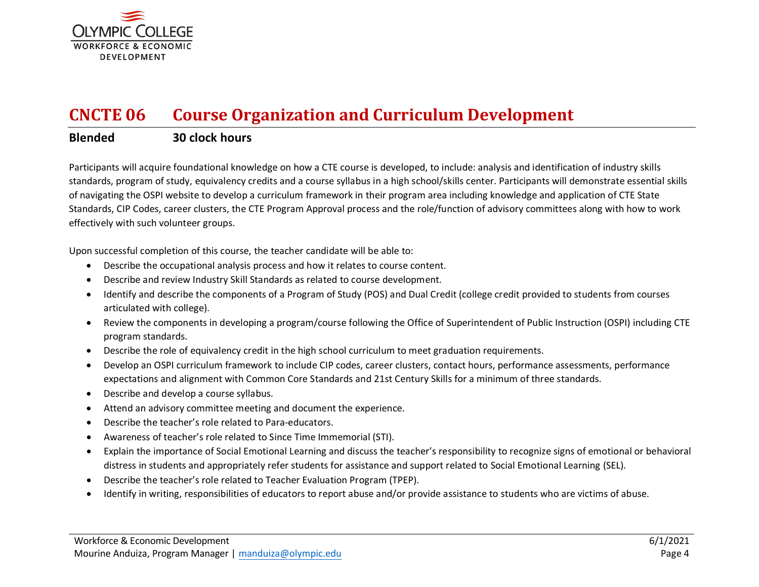## CNCTE 06 Course Organization and Curriculum Development

**Blended** **30 clock hours**

Participants will acquire foundational knowledge on how a CTE course is developed, to include: analysis and identification of industry skills standards, program of study, equivalency credits and a course syllabus in a high school/skills center. Participants will demonstrate essential skills of navigating the OSPI website to develop a curriculum framework in their program area including knowledge and application of CTE State Standards, CIP Codes, career clusters, the CTE Program Approval process and the role/function of advisory committees along with how to work effectively with such volunteer groups.

Upon successful completion of this course, the teacher candidate will be able to:

- Describe the occupational analysis process and how it relates to course content.
- Describe and review Industry Skill Standards as related to course development.
- Identify and describe the components of a Program of Study (POS) and Dual Credit (college credit provided to students from courses articulated with college).
- Review the components in developing a program/course following the Office of Superintendent of Public Instruction (OSPI) including CTE program standards.
- Describe the role of equivalency credit in the high school curriculum to meet graduation requirements.
- Develop an OSPI curriculum framework to include CIP codes, career clusters, contact hours, performance assessments, performance expectations and alignment with Common Core Standards and 21st Century Skills for a minimum of three standards.
- Describe and develop a course syllabus.
- Attend an advisory committee meeting and document the experience.
- Describe the teacher's role related to Para-educators.
- Awareness of teacher's role related to Since Time Immemorial (STI).
- Explain the importance of Social Emotional Learning and discuss the teacher's responsibility to recognize signs of emotional or behavioral distress in students and appropriately refer students for assistance and support related to Social Emotional Learning (SEL).
- Describe the teacher's role related to Teacher Evaluation Program (TPEP).
- Identify in writing, responsibilities of educators to report abuse and/or provide assistance to students who are victims of abuse.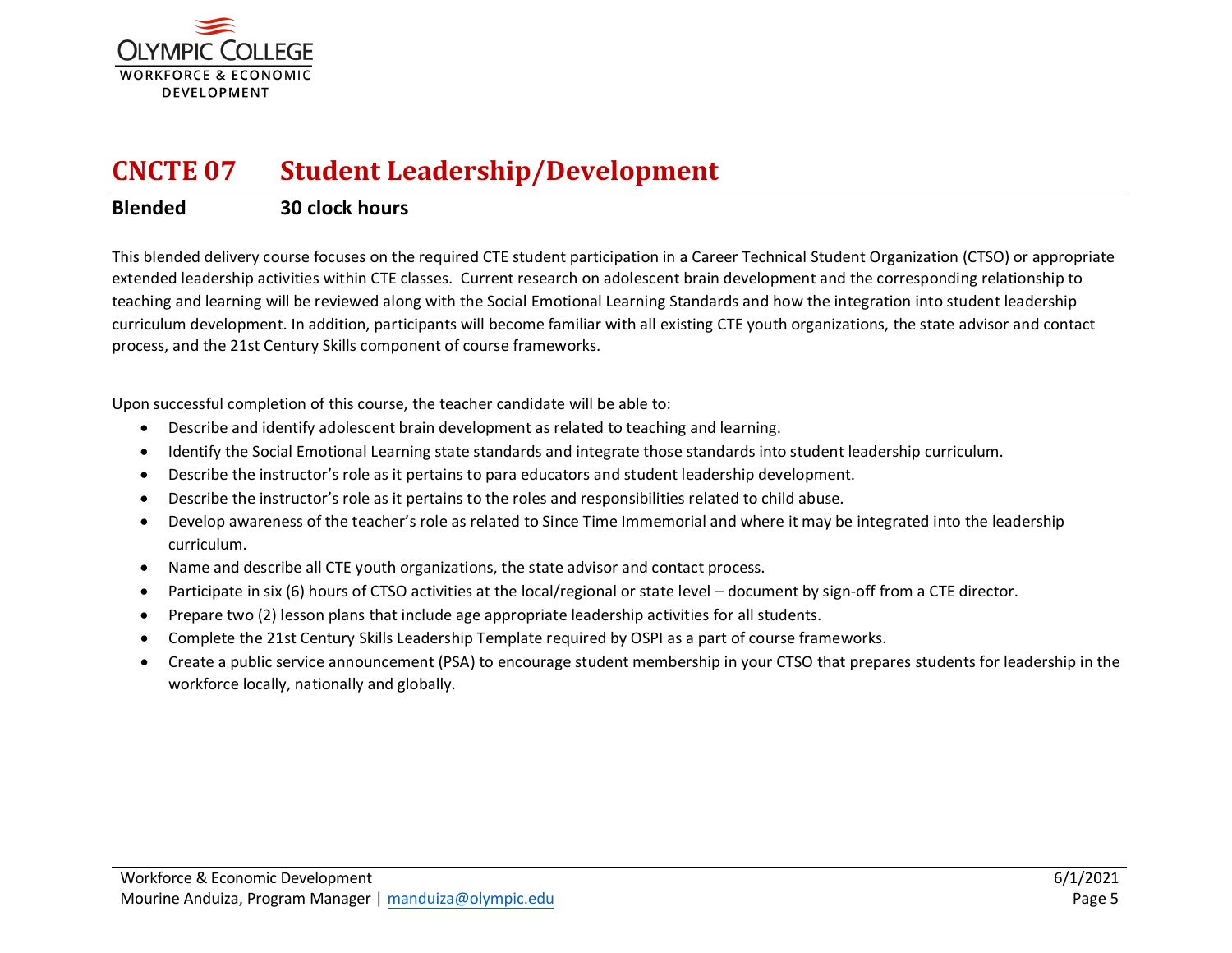## CNCTE 07 Student Leadership/Development

**Blended** **30 clock hours**

This blended delivery course focuses on the required CTE student participation in a Career Technical Student Organization (CTSO) or appropriate extended leadership activities within CTE classes. Current research on adolescent brain development and the corresponding relationship to teaching and learning will be reviewed along with the Social Emotional Learning Standards and how the integration into student leadership curriculum development. In addition, participants will become familiar with all existing CTE youth organizations, the state advisor and contact process, and the 21st Century Skills component of course frameworks.

Upon successful completion of this course, the teacher candidate will be able to:

- Describe and identify adolescent brain development as related to teaching and learning.
- Identify the Social Emotional Learning state standards and integrate those standards into student leadership curriculum.
- Describe the instructor's role as it pertains to para educators and student leadership development.
- Describe the instructor's role as it pertains to the roles and responsibilities related to child abuse.
- Develop awareness of the teacher's role as related to Since Time Immemorial and where it may be integrated into the leadership curriculum.
- Name and describe all CTE youth organizations, the state advisor and contact process.
- Participate in six (6) hours of CTSO activities at the local/regional or state level – document by sign-off from a CTE director.
- Prepare two (2) lesson plans that include age appropriate leadership activities for all students.
- Complete the 21st Century Skills Leadership Template required by OSPI as a part of course frameworks.
- Create a public service announcement (PSA) to encourage student membership in your CTSO that prepares students for leadership in the workforce locally, nationally and globally.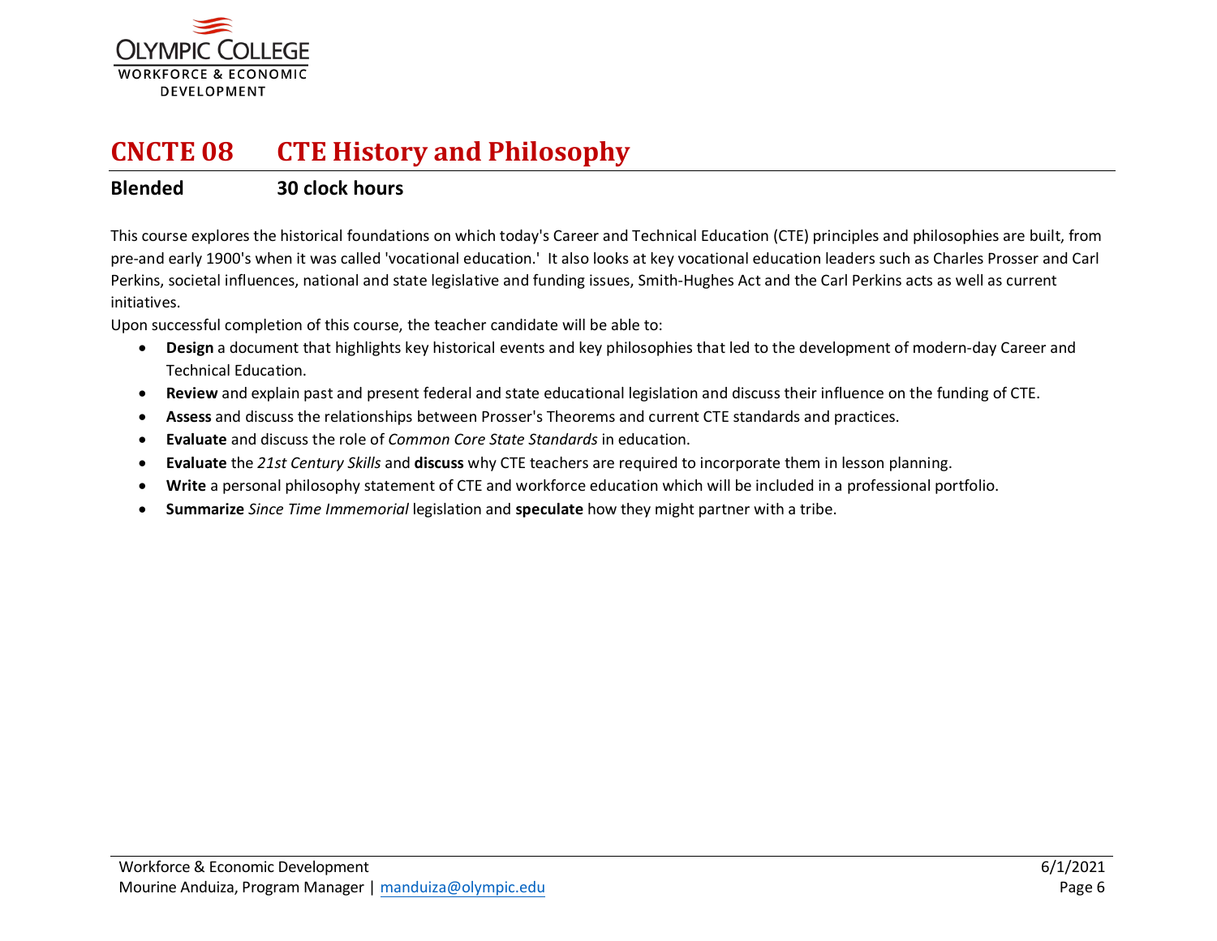# CNCTE 08 CTE History and Philosophy

**Blended** **30 clock hours**

This course explores the historical foundations on which today's Career and Technical Education (CTE) principles and philosophies are built, from pre-and early 1900's when it was called 'vocational education.' It also looks at key vocational education leaders such as Charles Prosser and Carl Perkins, societal influences, national and state legislative and funding issues, Smith-Hughes Act and the Carl Perkins acts as well as current initiatives.

Upon successful completion of this course, the teacher candidate will be able to:

- **Design** a document that highlights key historical events and key philosophies that led to the development of modern-day Career and Technical Education.
- **Review** and explain past and present federal and state educational legislation and discuss their influence on the funding of CTE.
- **Assess** and discuss the relationships between Prosser's Theorems and current CTE standards and practices.
- **Evaluate** and discuss the role of *Common Core State Standards* in education.
- **Evaluate** the *21st Century Skills* and **discuss** why CTE teachers are required to incorporate them in lesson planning.
- **Write** a personal philosophy statement of CTE and workforce education which will be included in a professional portfolio.
- **Summarize** *Since Time Immemorial* legislation and **speculate** how they might partner with a tribe.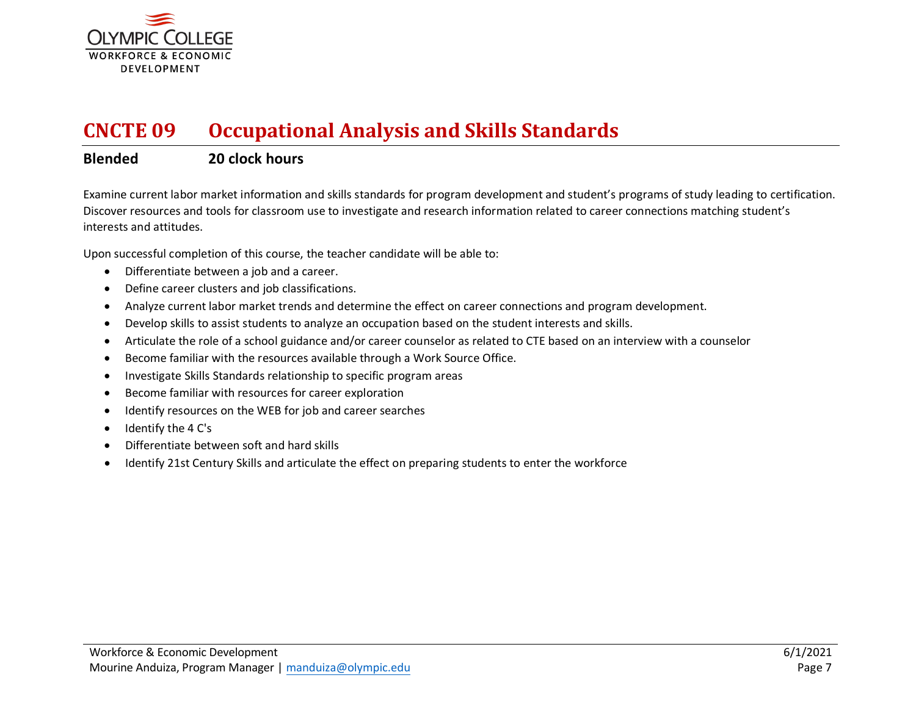# CNCTE 09 Occupational Analysis and Skills Standards

**Blended** **20 clock hours**

Examine current labor market information and skills standards for program development and student's programs of study leading to certification. Discover resources and tools for classroom use to investigate and research information related to career connections matching student's interests and attitudes.

Upon successful completion of this course, the teacher candidate will be able to:

- Differentiate between a job and a career.
- Define career clusters and job classifications.
- Analyze current labor market trends and determine the effect on career connections and program development.
- Develop skills to assist students to analyze an occupation based on the student interests and skills.
- Articulate the role of a school guidance and/or career counselor as related to CTE based on an interview with a counselor
- Become familiar with the resources available through a Work Source Office.
- Investigate Skills Standards relationship to specific program areas
- Become familiar with resources for career exploration
- Identify resources on the WEB for job and career searches
- Identify the 4 C's
- Differentiate between soft and hard skills
- Identify 21st Century Skills and articulate the effect on preparing students to enter the workforce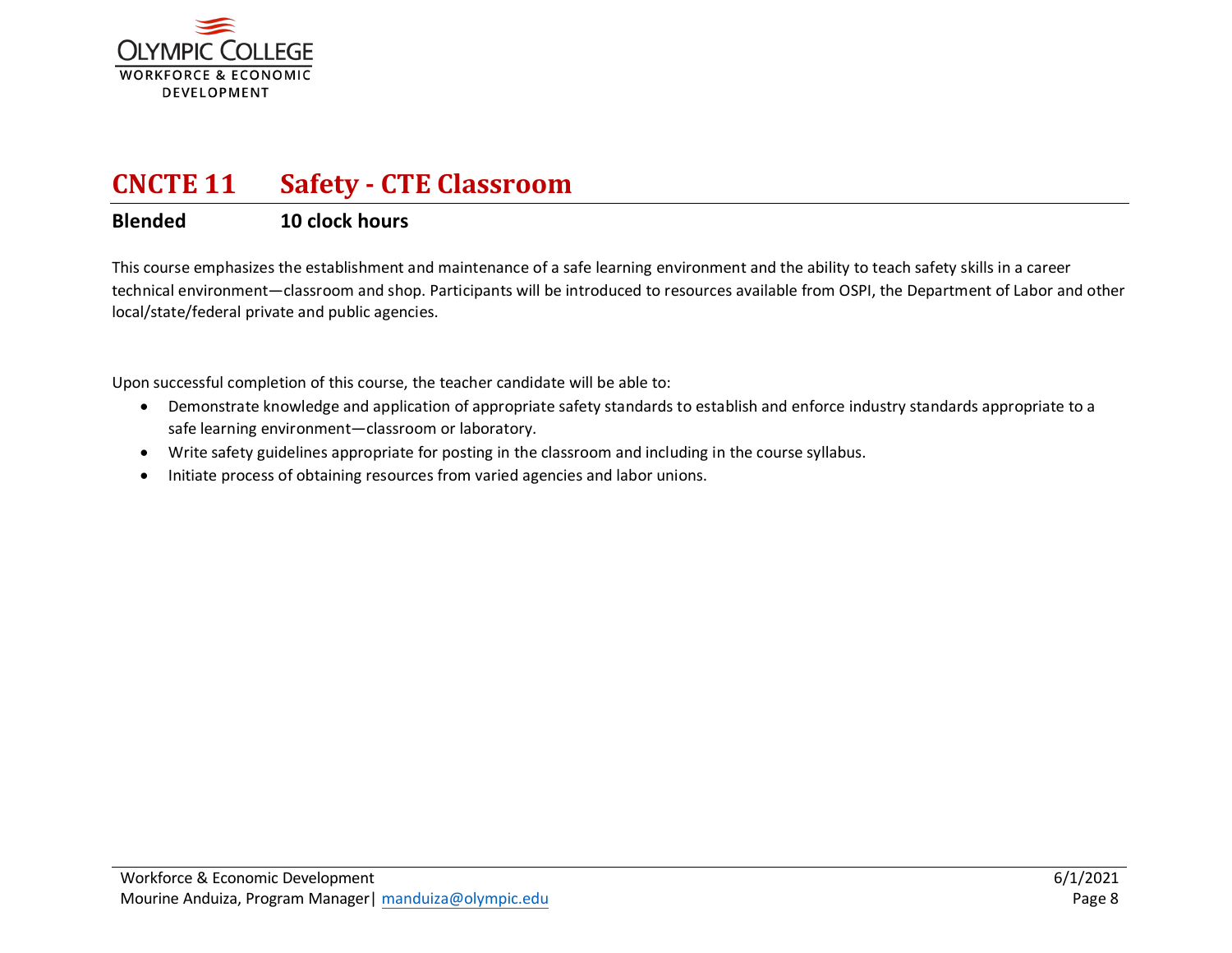## CNCTE 11 Safety - CTE Classroom

**Blended** **10 clock hours**

This course emphasizes the establishment and maintenance of a safe learning environment and the ability to teach safety skills in a career technical environment—classroom and shop. Participants will be introduced to resources available from OSPI, the Department of Labor and other local/state/federal private and public agencies.

Upon successful completion of this course, the teacher candidate will be able to:

- Demonstrate knowledge and application of appropriate safety standards to establish and enforce industry standards appropriate to a safe learning environment—classroom or laboratory.
- Write safety guidelines appropriate for posting in the classroom and including in the course syllabus.
- Initiate process of obtaining resources from varied agencies and labor unions.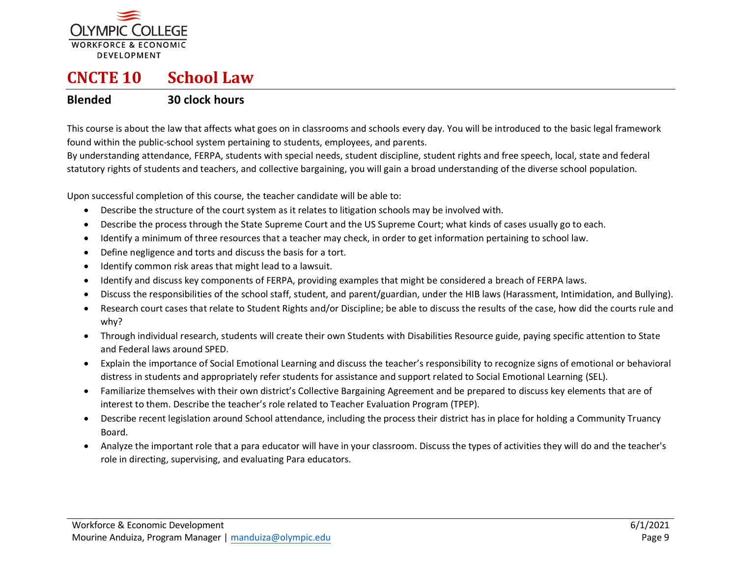# CNCTE 10 School Law

**Blended** **30 clock hours**

This course is about the law that affects what goes on in classrooms and schools every day. You will be introduced to the basic legal framework found within the public-school system pertaining to students, employees, and parents.
By understanding attendance, FERPA, students with special needs, student discipline, student rights and free speech, local, state and federal statutory rights of students and teachers, and collective bargaining, you will gain a broad understanding of the diverse school population.

Upon successful completion of this course, the teacher candidate will be able to:

- Describe the structure of the court system as it relates to litigation schools may be involved with.
- Describe the process through the State Supreme Court and the US Supreme Court; what kinds of cases usually go to each.
- Identify a minimum of three resources that a teacher may check, in order to get information pertaining to school law.
- Define negligence and torts and discuss the basis for a tort.
- Identify common risk areas that might lead to a lawsuit.
- Identify and discuss key components of FERPA, providing examples that might be considered a breach of FERPA laws.
- Discuss the responsibilities of the school staff, student, and parent/guardian, under the HIB laws (Harassment, Intimidation, and Bullying).
- Research court cases that relate to Student Rights and/or Discipline; be able to discuss the results of the case, how did the courts rule and why?
- Through individual research, students will create their own Students with Disabilities Resource guide, paying specific attention to State and Federal laws around SPED.
- Explain the importance of Social Emotional Learning and discuss the teacher's responsibility to recognize signs of emotional or behavioral distress in students and appropriately refer students for assistance and support related to Social Emotional Learning (SEL).
- Familiarize themselves with their own district's Collective Bargaining Agreement and be prepared to discuss key elements that are of interest to them. Describe the teacher's role related to Teacher Evaluation Program (TPEP).
- Describe recent legislation around School attendance, including the process their district has in place for holding a Community Truancy Board.
- Analyze the important role that a para educator will have in your classroom. Discuss the types of activities they will do and the teacher's role in directing, supervising, and evaluating Para educators.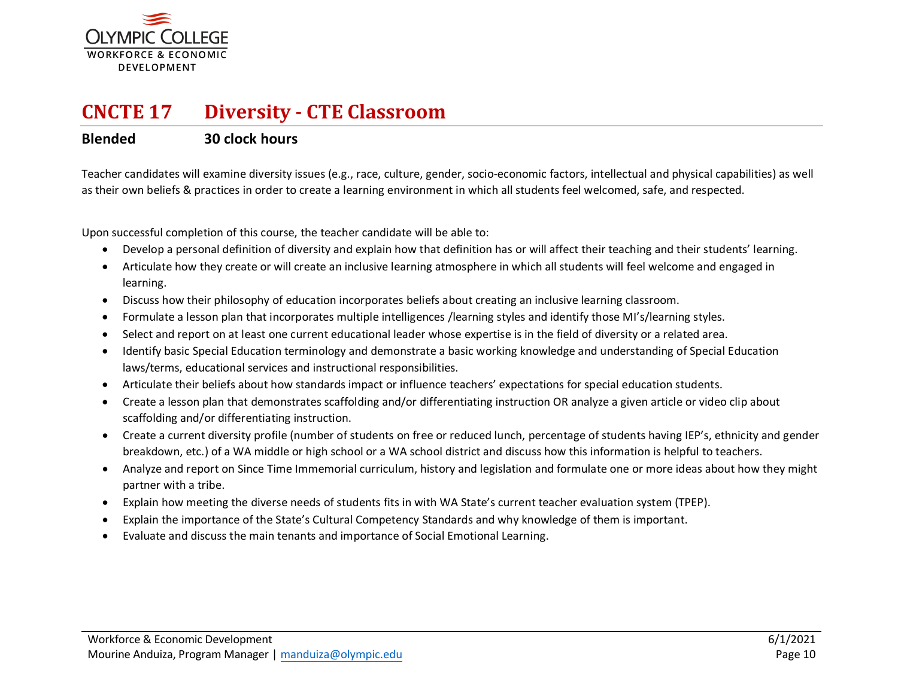## CNCTE 17 Diversity - CTE Classroom

**Blended** **30 clock hours**

Teacher candidates will examine diversity issues (e.g., race, culture, gender, socio-economic factors, intellectual and physical capabilities) as well as their own beliefs & practices in order to create a learning environment in which all students feel welcomed, safe, and respected.

Upon successful completion of this course, the teacher candidate will be able to:

- Develop a personal definition of diversity and explain how that definition has or will affect their teaching and their students' learning.
- Articulate how they create or will create an inclusive learning atmosphere in which all students will feel welcome and engaged in learning.
- Discuss how their philosophy of education incorporates beliefs about creating an inclusive learning classroom.
- Formulate a lesson plan that incorporates multiple intelligences /learning styles and identify those MI's/learning styles.
- Select and report on at least one current educational leader whose expertise is in the field of diversity or a related area.
- Identify basic Special Education terminology and demonstrate a basic working knowledge and understanding of Special Education laws/terms, educational services and instructional responsibilities.
- Articulate their beliefs about how standards impact or influence teachers' expectations for special education students.
- Create a lesson plan that demonstrates scaffolding and/or differentiating instruction OR analyze a given article or video clip about scaffolding and/or differentiating instruction.
- Create a current diversity profile (number of students on free or reduced lunch, percentage of students having IEP's, ethnicity and gender breakdown, etc.) of a WA middle or high school or a WA school district and discuss how this information is helpful to teachers.
- Analyze and report on Since Time Immemorial curriculum, history and legislation and formulate one or more ideas about how they might partner with a tribe.
- Explain how meeting the diverse needs of students fits in with WA State's current teacher evaluation system (TPEP).
- Explain the importance of the State's Cultural Competency Standards and why knowledge of them is important.
- Evaluate and discuss the main tenants and importance of Social Emotional Learning.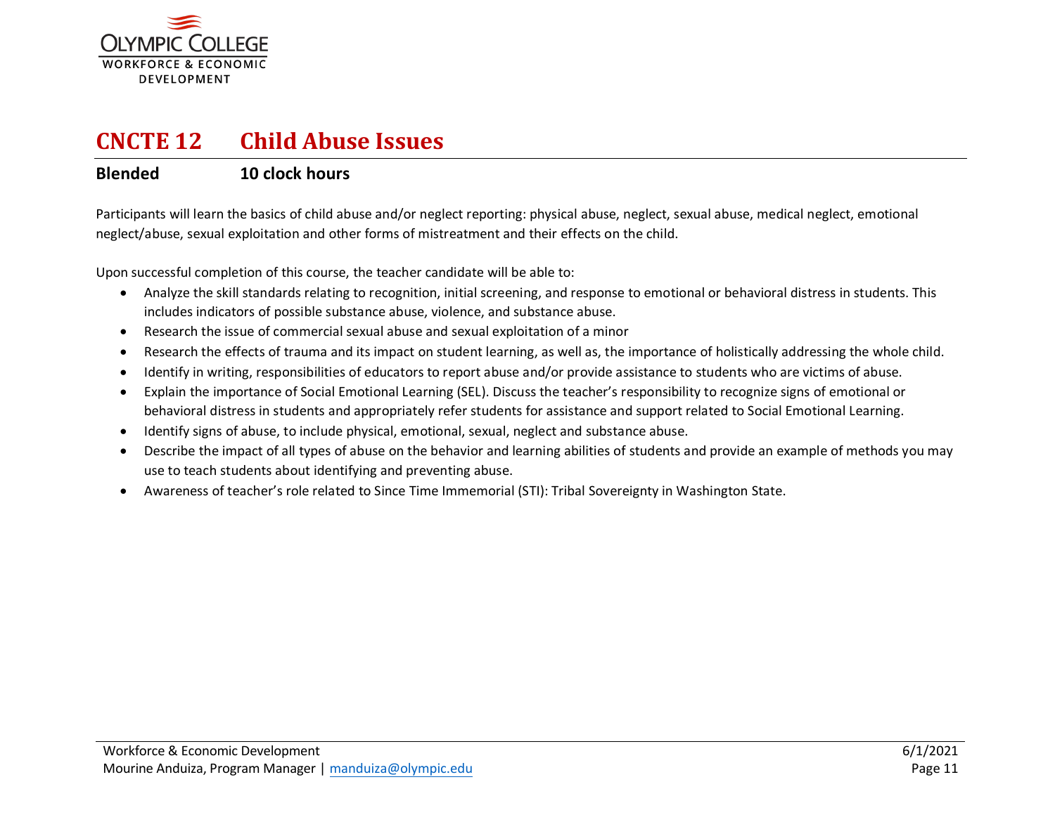## CNCTE 12 Child Abuse Issues

**Blended** **10 clock hours**

Participants will learn the basics of child abuse and/or neglect reporting: physical abuse, neglect, sexual abuse, medical neglect, emotional neglect/abuse, sexual exploitation and other forms of mistreatment and their effects on the child.

Upon successful completion of this course, the teacher candidate will be able to:

- Analyze the skill standards relating to recognition, initial screening, and response to emotional or behavioral distress in students. This includes indicators of possible substance abuse, violence, and substance abuse.
- Research the issue of commercial sexual abuse and sexual exploitation of a minor
- Research the effects of trauma and its impact on student learning, as well as, the importance of holistically addressing the whole child.
- Identify in writing, responsibilities of educators to report abuse and/or provide assistance to students who are victims of abuse.
- Explain the importance of Social Emotional Learning (SEL). Discuss the teacher's responsibility to recognize signs of emotional or behavioral distress in students and appropriately refer students for assistance and support related to Social Emotional Learning.
- Identify signs of abuse, to include physical, emotional, sexual, neglect and substance abuse.
- Describe the impact of all types of abuse on the behavior and learning abilities of students and provide an example of methods you may use to teach students about identifying and preventing abuse.
- Awareness of teacher's role related to Since Time Immemorial (STI): Tribal Sovereignty in Washington State.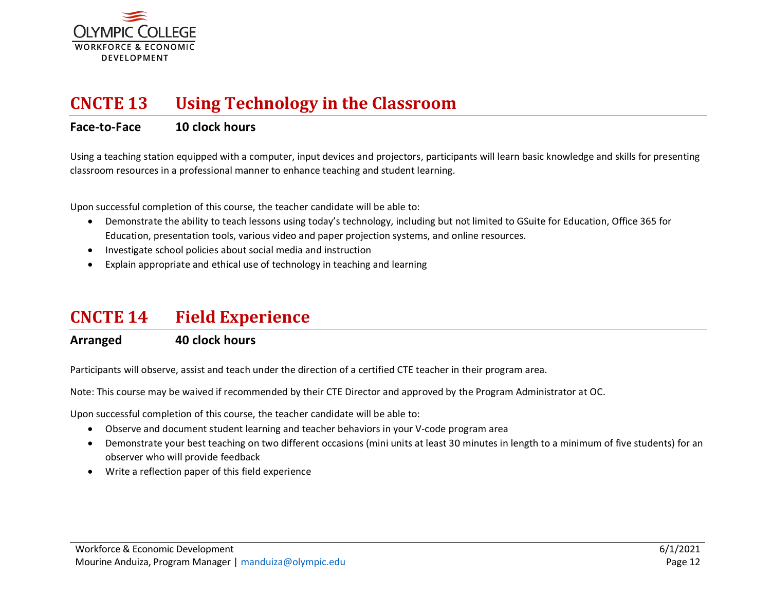## CNCTE 13 Using Technology in the Classroom

**Face-to-Face 10 clock hours**

Using a teaching station equipped with a computer, input devices and projectors, participants will learn basic knowledge and skills for presenting classroom resources in a professional manner to enhance teaching and student learning.

Upon successful completion of this course, the teacher candidate will be able to:

- Demonstrate the ability to teach lessons using today's technology, including but not limited to GSuite for Education, Office 365 for Education, presentation tools, various video and paper projection systems, and online resources.
- Investigate school policies about social media and instruction
- Explain appropriate and ethical use of technology in teaching and learning

## CNCTE 14 Field Experience

**Arranged 40 clock hours**

Participants will observe, assist and teach under the direction of a certified CTE teacher in their program area.

Note: This course may be waived if recommended by their CTE Director and approved by the Program Administrator at OC.

Upon successful completion of this course, the teacher candidate will be able to:

- Observe and document student learning and teacher behaviors in your V-code program area
- Demonstrate your best teaching on two different occasions (mini units at least 30 minutes in length to a minimum of five students) for an observer who will provide feedback
- Write a reflection paper of this field experience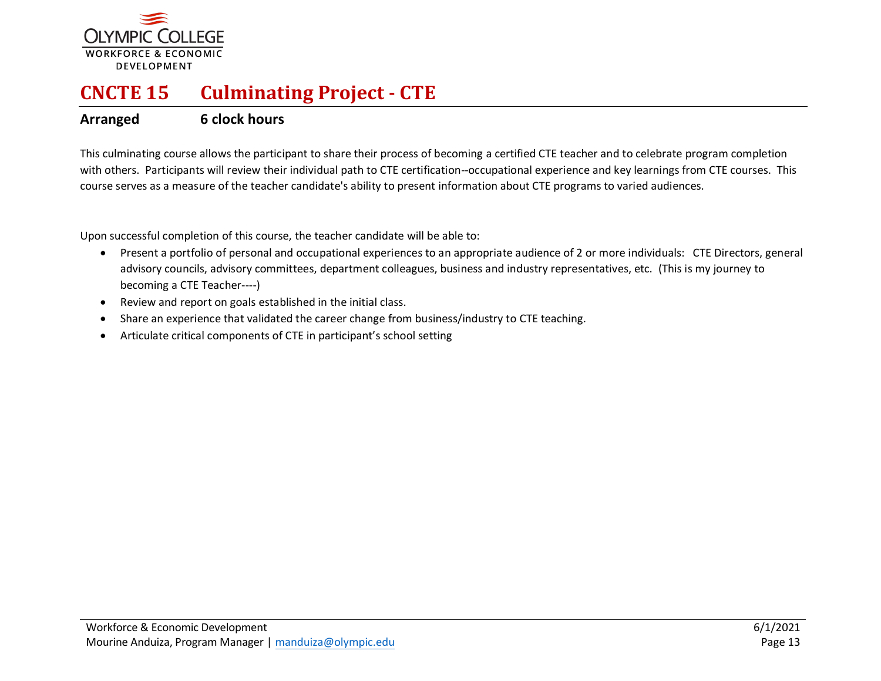# CNCTE 15 Culminating Project - CTE

**Arranged** **6 clock hours**

This culminating course allows the participant to share their process of becoming a certified CTE teacher and to celebrate program completion with others. Participants will review their individual path to CTE certification--occupational experience and key learnings from CTE courses. This course serves as a measure of the teacher candidate's ability to present information about CTE programs to varied audiences.

Upon successful completion of this course, the teacher candidate will be able to:

- Present a portfolio of personal and occupational experiences to an appropriate audience of 2 or more individuals: CTE Directors, general advisory councils, advisory committees, department colleagues, business and industry representatives, etc. (This is my journey to becoming a CTE Teacher----)
- Review and report on goals established in the initial class.
- Share an experience that validated the career change from business/industry to CTE teaching.
- Articulate critical components of CTE in participant's school setting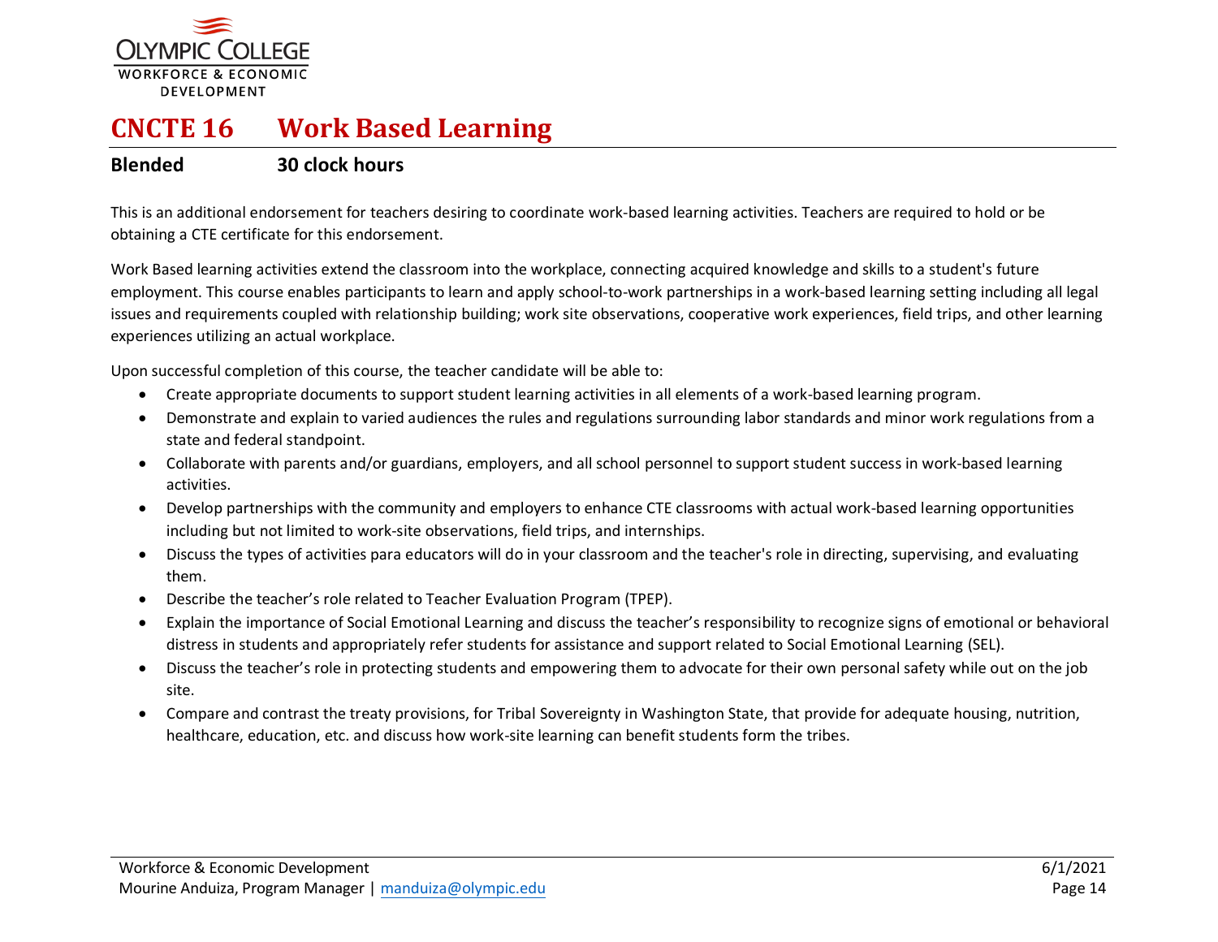# CNCTE 16 Work Based Learning

**Blended** **30 clock hours**

This is an additional endorsement for teachers desiring to coordinate work-based learning activities. Teachers are required to hold or be obtaining a CTE certificate for this endorsement.

Work Based learning activities extend the classroom into the workplace, connecting acquired knowledge and skills to a student's future employment. This course enables participants to learn and apply school-to-work partnerships in a work-based learning setting including all legal issues and requirements coupled with relationship building; work site observations, cooperative work experiences, field trips, and other learning experiences utilizing an actual workplace.

Upon successful completion of this course, the teacher candidate will be able to:

- Create appropriate documents to support student learning activities in all elements of a work-based learning program.
- Demonstrate and explain to varied audiences the rules and regulations surrounding labor standards and minor work regulations from a state and federal standpoint.
- Collaborate with parents and/or guardians, employers, and all school personnel to support student success in work-based learning activities.
- Develop partnerships with the community and employers to enhance CTE classrooms with actual work-based learning opportunities including but not limited to work-site observations, field trips, and internships.
- Discuss the types of activities para educators will do in your classroom and the teacher's role in directing, supervising, and evaluating them.
- Describe the teacher's role related to Teacher Evaluation Program (TPEP).
- Explain the importance of Social Emotional Learning and discuss the teacher's responsibility to recognize signs of emotional or behavioral distress in students and appropriately refer students for assistance and support related to Social Emotional Learning (SEL).
- Discuss the teacher's role in protecting students and empowering them to advocate for their own personal safety while out on the job site.
- Compare and contrast the treaty provisions, for Tribal Sovereignty in Washington State, that provide for adequate housing, nutrition, healthcare, education, etc. and discuss how work-site learning can benefit students form the tribes.